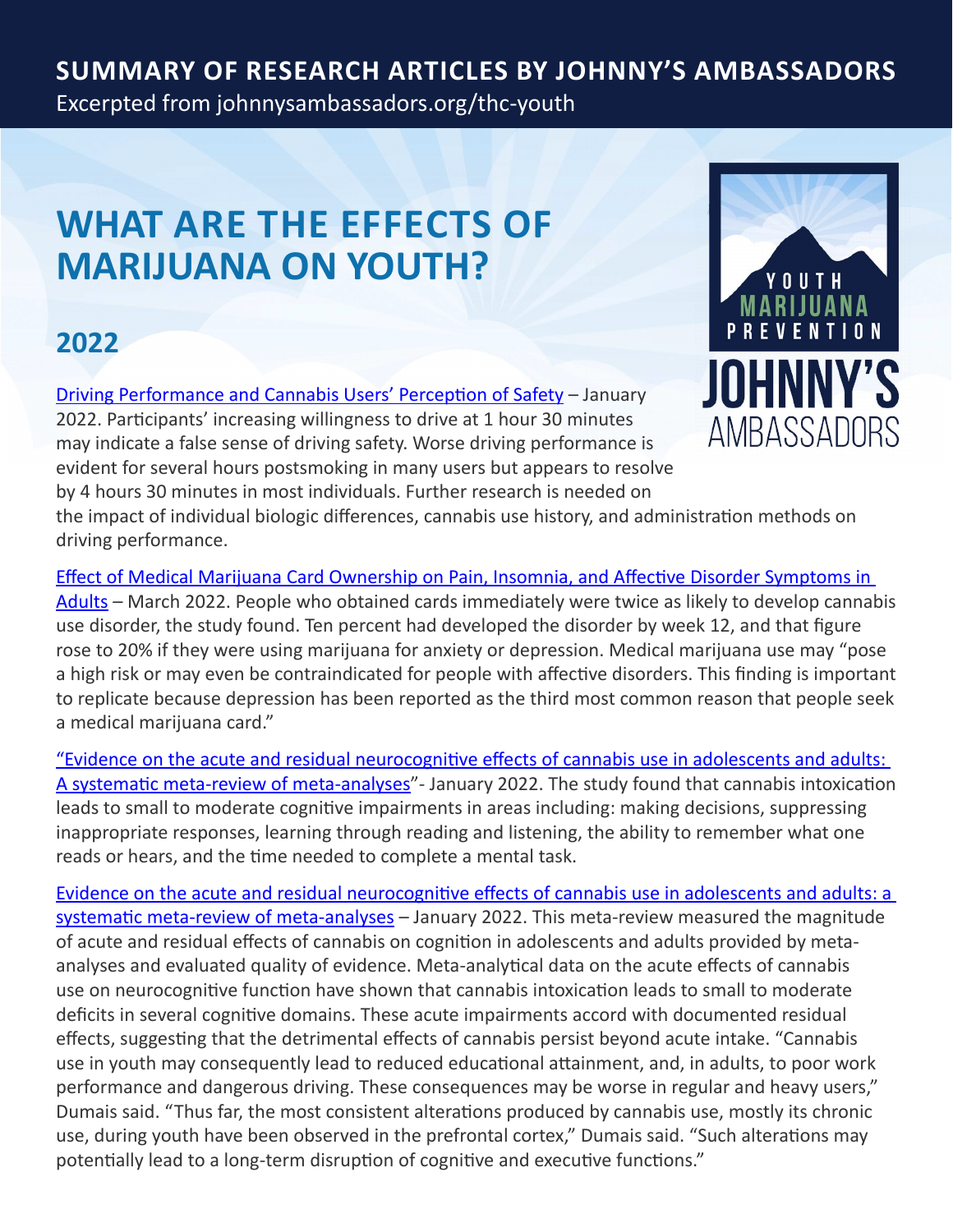**SUMMARY OF RESEARCH ARTICLES BY JOHNNY'S AMBASSADORS**

Excerpted from johnnysambassadors.org/thc-youth

# WHAT ARE THE EFFECTS OF MARIJUANA ON YOUTH?

YOUTH MARIJUANA PREVENTION JOHNNY'S AMBASSADORS

## 2022

Driving Performance and Cannabis Users' Perception of Safety – January 2022. Participants' increasing willingness to drive at 1 hour 30 minutes may indicate a false sense of driving safety. Worse driving performance is evident for several hours postsmoking in many users but appears to resolve by 4 hours 30 minutes in most individuals. Further research is needed on the impact of individual biologic differences, cannabis use history, and administration methods on driving performance.

Effect of Medical Marijuana Card Ownership on Pain, Insomnia, and Affective Disorder Symptoms in Adults – March 2022. People who obtained cards immediately were twice as likely to develop cannabis use disorder, the study found. Ten percent had developed the disorder by week 12, and that figure rose to 20% if they were using marijuana for anxiety or depression. Medical marijuana use may "pose a high risk or may even be contraindicated for people with affective disorders. This finding is important to replicate because depression has been reported as the third most common reason that people seek a medical marijuana card."

"Evidence on the acute and residual neurocognitive effects of cannabis use in adolescents and adults: A systematic meta-review of meta-analyses"- January 2022. The study found that cannabis intoxication leads to small to moderate cognitive impairments in areas including: making decisions, suppressing inappropriate responses, learning through reading and listening, the ability to remember what one reads or hears, and the time needed to complete a mental task.

Evidence on the acute and residual neurocognitive effects of cannabis use in adolescents and adults: a systematic meta-review of meta-analyses – January 2022. This meta-review measured the magnitude of acute and residual effects of cannabis on cognition in adolescents and adults provided by meta-analyses and evaluated quality of evidence. Meta-analytical data on the acute effects of cannabis use on neurocognitive function have shown that cannabis intoxication leads to small to moderate deficits in several cognitive domains. These acute impairments accord with documented residual effects, suggesting that the detrimental effects of cannabis persist beyond acute intake. "Cannabis use in youth may consequently lead to reduced educational attainment, and, in adults, to poor work performance and dangerous driving. These consequences may be worse in regular and heavy users," Dumais said. "Thus far, the most consistent alterations produced by cannabis use, mostly its chronic use, during youth have been observed in the prefrontal cortex," Dumais said. "Such alterations may potentially lead to a long-term disruption of cognitive and executive functions."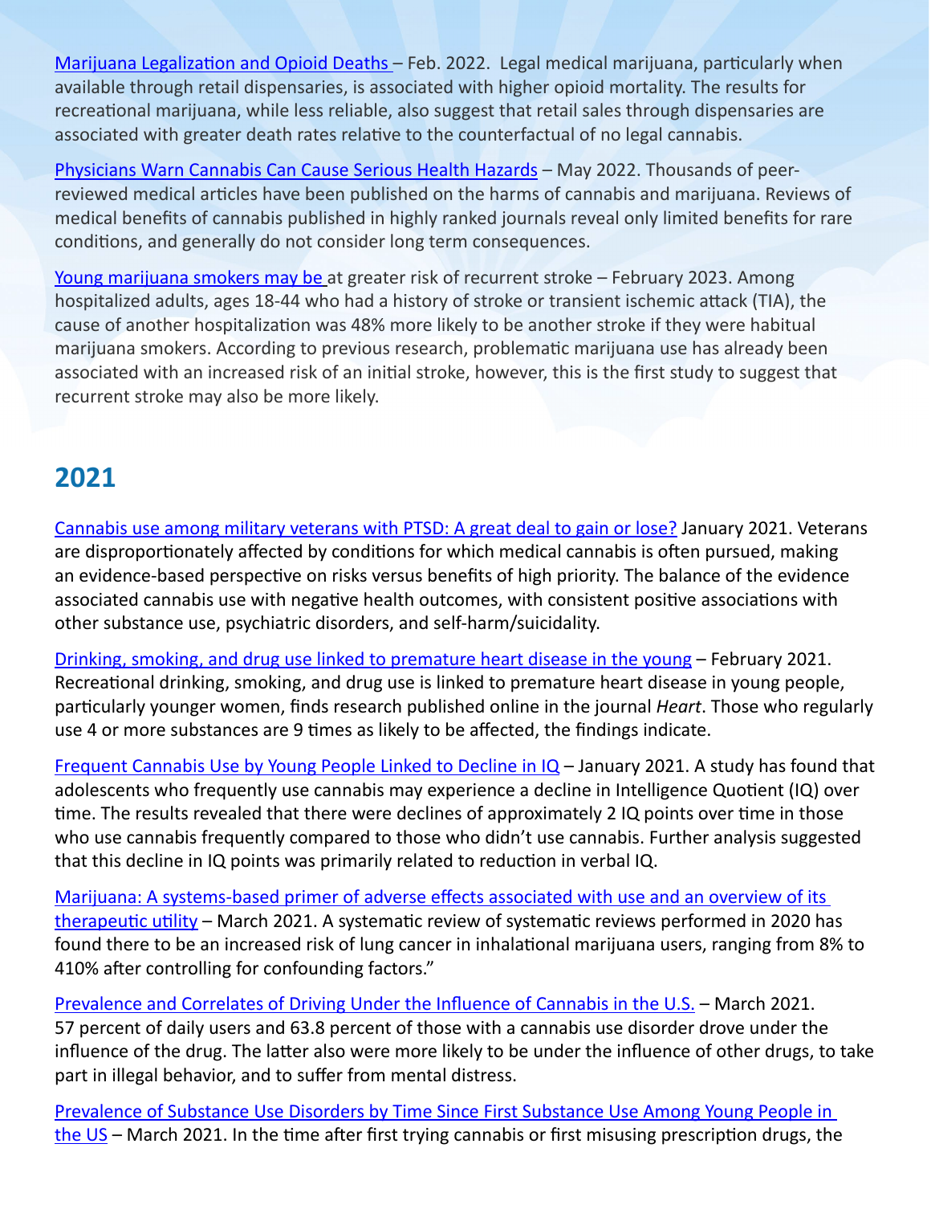[Marijuana Legalization and Opioid Deaths](#) – Feb. 2022. Legal medical marijuana, particularly when available through retail dispensaries, is associated with higher opioid mortality. The results for recreational marijuana, while less reliable, also suggest that retail sales through dispensaries are associated with greater death rates relative to the counterfactual of no legal cannabis.

[Physicians Warn Cannabis Can Cause Serious Health Hazards](#) – May 2022. Thousands of peer-reviewed medical articles have been published on the harms of cannabis and marijuana. Reviews of medical benefits of cannabis published in highly ranked journals reveal only limited benefits for rare conditions, and generally do not consider long term consequences.

[Young marijuana smokers may be](#) at greater risk of recurrent stroke – February 2023. Among hospitalized adults, ages 18-44 who had a history of stroke or transient ischemic attack (TIA), the cause of another hospitalization was 48% more likely to be another stroke if they were habitual marijuana smokers. According to previous research, problematic marijuana use has already been associated with an increased risk of an initial stroke, however, this is the first study to suggest that recurrent stroke may also be more likely.

## 2021

[Cannabis use among military veterans with PTSD: A great deal to gain or lose?](#) January 2021. Veterans are disproportionately affected by conditions for which medical cannabis is often pursued, making an evidence-based perspective on risks versus benefits of high priority. The balance of the evidence associated cannabis use with negative health outcomes, with consistent positive associations with other substance use, psychiatric disorders, and self-harm/suicidality.

[Drinking, smoking, and drug use linked to premature heart disease in the young](#) – February 2021. Recreational drinking, smoking, and drug use is linked to premature heart disease in young people, particularly younger women, finds research published online in the journal *Heart*. Those who regularly use 4 or more substances are 9 times as likely to be affected, the findings indicate.

[Frequent Cannabis Use by Young People Linked to Decline in IQ](#) – January 2021. A study has found that adolescents who frequently use cannabis may experience a decline in Intelligence Quotient (IQ) over time. The results revealed that there were declines of approximately 2 IQ points over time in those who use cannabis frequently compared to those who didn't use cannabis. Further analysis suggested that this decline in IQ points was primarily related to reduction in verbal IQ.

[Marijuana: A systems-based primer of adverse effects associated with use and an overview of its therapeutic utility](#) – March 2021. A systematic review of systematic reviews performed in 2020 has found there to be an increased risk of lung cancer in inhalational marijuana users, ranging from 8% to 410% after controlling for confounding factors."

[Prevalence and Correlates of Driving Under the Influence of Cannabis in the U.S.](#) – March 2021. 57 percent of daily users and 63.8 percent of those with a cannabis use disorder drove under the influence of the drug. The latter also were more likely to be under the influence of other drugs, to take part in illegal behavior, and to suffer from mental distress.

[Prevalence of Substance Use Disorders by Time Since First Substance Use Among Young People in the US](#) – March 2021. In the time after first trying cannabis or first misusing prescription drugs, the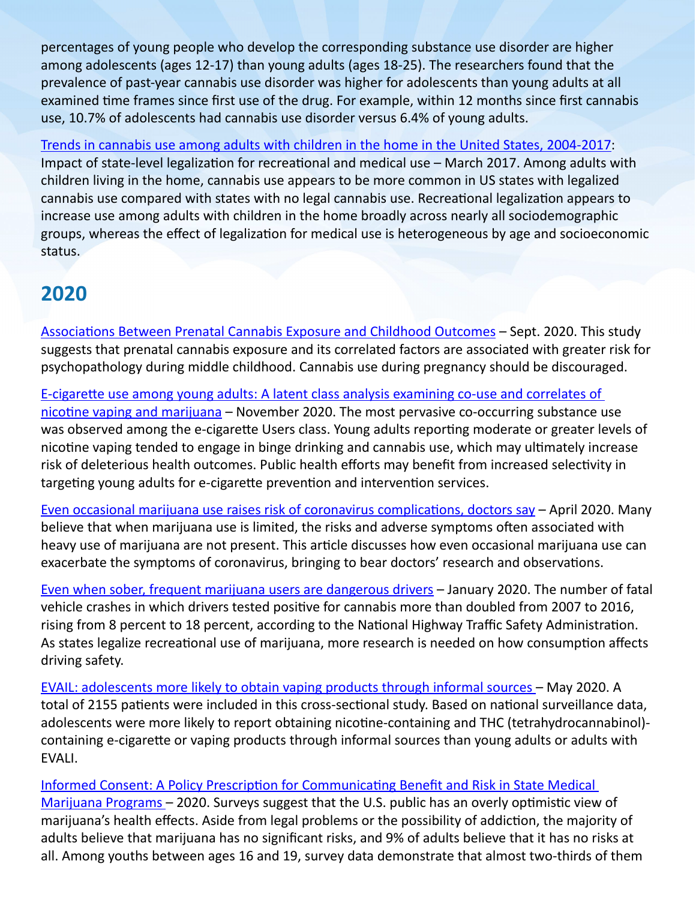percentages of young people who develop the corresponding substance use disorder are higher among adolescents (ages 12-17) than young adults (ages 18-25). The researchers found that the prevalence of past-year cannabis use disorder was higher for adolescents than young adults at all examined time frames since first use of the drug. For example, within 12 months since first cannabis use, 10.7% of adolescents had cannabis use disorder versus 6.4% of young adults.

Trends in cannabis use among adults with children in the home in the United States, 2004-2017: Impact of state-level legalization for recreational and medical use – March 2017. Among adults with children living in the home, cannabis use appears to be more common in US states with legalized cannabis use compared with states with no legal cannabis use. Recreational legalization appears to increase use among adults with children in the home broadly across nearly all sociodemographic groups, whereas the effect of legalization for medical use is heterogeneous by age and socioeconomic status.

## 2020

Associations Between Prenatal Cannabis Exposure and Childhood Outcomes – Sept. 2020. This study suggests that prenatal cannabis exposure and its correlated factors are associated with greater risk for psychopathology during middle childhood. Cannabis use during pregnancy should be discouraged.

E-cigarette use among young adults: A latent class analysis examining co-use and correlates of nicotine vaping and marijuana – November 2020. The most pervasive co-occurring substance use was observed among the e-cigarette Users class. Young adults reporting moderate or greater levels of nicotine vaping tended to engage in binge drinking and cannabis use, which may ultimately increase risk of deleterious health outcomes. Public health efforts may benefit from increased selectivity in targeting young adults for e-cigarette prevention and intervention services.

Even occasional marijuana use raises risk of coronavirus complications, doctors say – April 2020. Many believe that when marijuana use is limited, the risks and adverse symptoms often associated with heavy use of marijuana are not present. This article discusses how even occasional marijuana use can exacerbate the symptoms of coronavirus, bringing to bear doctors' research and observations.

Even when sober, frequent marijuana users are dangerous drivers – January 2020. The number of fatal vehicle crashes in which drivers tested positive for cannabis more than doubled from 2007 to 2016, rising from 8 percent to 18 percent, according to the National Highway Traffic Safety Administration. As states legalize recreational use of marijuana, more research is needed on how consumption affects driving safety.

EVAIL: adolescents more likely to obtain vaping products through informal sources – May 2020. A total of 2155 patients were included in this cross-sectional study. Based on national surveillance data, adolescents were more likely to report obtaining nicotine-containing and THC (tetrahydrocannabinol)-containing e-cigarette or vaping products through informal sources than young adults or adults with EVALI.

Informed Consent: A Policy Prescription for Communicating Benefit and Risk in State Medical Marijuana Programs – 2020. Surveys suggest that the U.S. public has an overly optimistic view of marijuana's health effects. Aside from legal problems or the possibility of addiction, the majority of adults believe that marijuana has no significant risks, and 9% of adults believe that it has no risks at all. Among youths between ages 16 and 19, survey data demonstrate that almost two-thirds of them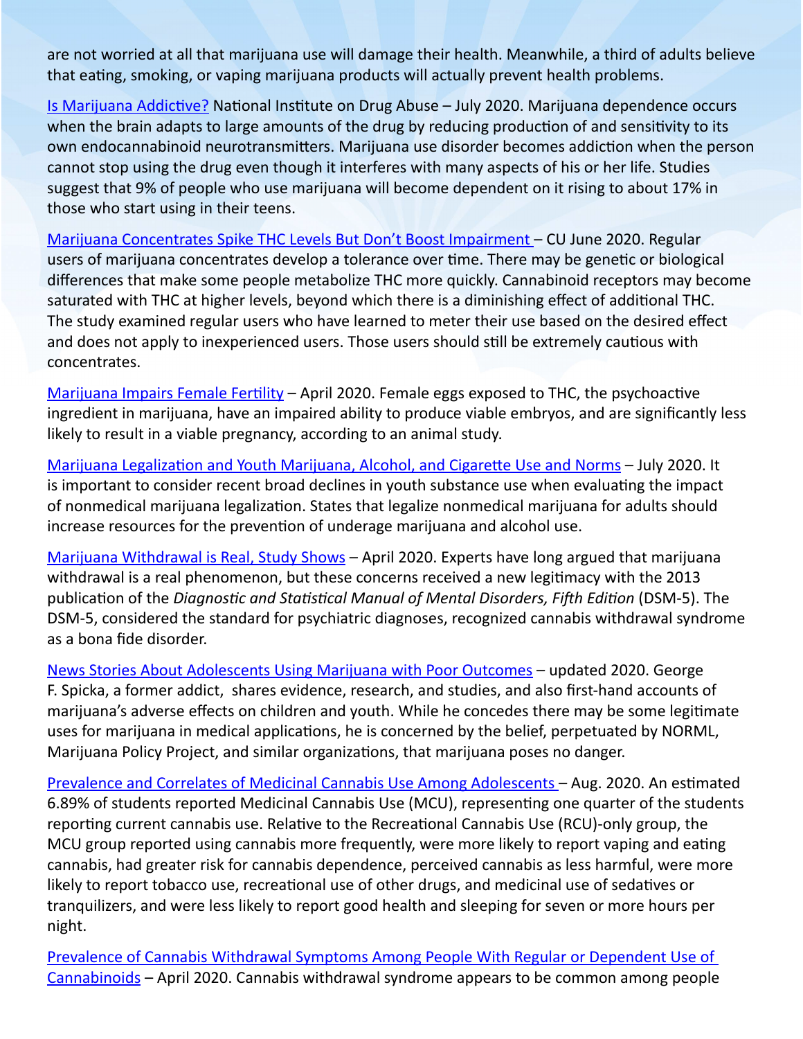are not worried at all that marijuana use will damage their health. Meanwhile, a third of adults believe that eating, smoking, or vaping marijuana products will actually prevent health problems.

Is Marijuana Addictive? National Institute on Drug Abuse – July 2020. Marijuana dependence occurs when the brain adapts to large amounts of the drug by reducing production of and sensitivity to its own endocannabinoid neurotransmitters. Marijuana use disorder becomes addiction when the person cannot stop using the drug even though it interferes with many aspects of his or her life. Studies suggest that 9% of people who use marijuana will become dependent on it rising to about 17% in those who start using in their teens.

Marijuana Concentrates Spike THC Levels But Don't Boost Impairment – CU June 2020. Regular users of marijuana concentrates develop a tolerance over time. There may be genetic or biological differences that make some people metabolize THC more quickly. Cannabinoid receptors may become saturated with THC at higher levels, beyond which there is a diminishing effect of additional THC. The study examined regular users who have learned to meter their use based on the desired effect and does not apply to inexperienced users. Those users should still be extremely cautious with concentrates.

Marijuana Impairs Female Fertility – April 2020. Female eggs exposed to THC, the psychoactive ingredient in marijuana, have an impaired ability to produce viable embryos, and are significantly less likely to result in a viable pregnancy, according to an animal study.

Marijuana Legalization and Youth Marijuana, Alcohol, and Cigarette Use and Norms – July 2020. It is important to consider recent broad declines in youth substance use when evaluating the impact of nonmedical marijuana legalization. States that legalize nonmedical marijuana for adults should increase resources for the prevention of underage marijuana and alcohol use.

Marijuana Withdrawal is Real, Study Shows – April 2020. Experts have long argued that marijuana withdrawal is a real phenomenon, but these concerns received a new legitimacy with the 2013 publication of the *Diagnostic and Statistical Manual of Mental Disorders, Fifth Edition* (DSM-5). The DSM-5, considered the standard for psychiatric diagnoses, recognized cannabis withdrawal syndrome as a bona fide disorder.

News Stories About Adolescents Using Marijuana with Poor Outcomes – updated 2020. George F. Spicka, a former addict, shares evidence, research, and studies, and also first-hand accounts of marijuana's adverse effects on children and youth. While he concedes there may be some legitimate uses for marijuana in medical applications, he is concerned by the belief, perpetuated by NORML, Marijuana Policy Project, and similar organizations, that marijuana poses no danger.

Prevalence and Correlates of Medicinal Cannabis Use Among Adolescents – Aug. 2020. An estimated 6.89% of students reported Medicinal Cannabis Use (MCU), representing one quarter of the students reporting current cannabis use. Relative to the Recreational Cannabis Use (RCU)-only group, the MCU group reported using cannabis more frequently, were more likely to report vaping and eating cannabis, had greater risk for cannabis dependence, perceived cannabis as less harmful, were more likely to report tobacco use, recreational use of other drugs, and medicinal use of sedatives or tranquilizers, and were less likely to report good health and sleeping for seven or more hours per night.

Prevalence of Cannabis Withdrawal Symptoms Among People With Regular or Dependent Use of Cannabinoids – April 2020. Cannabis withdrawal syndrome appears to be common among people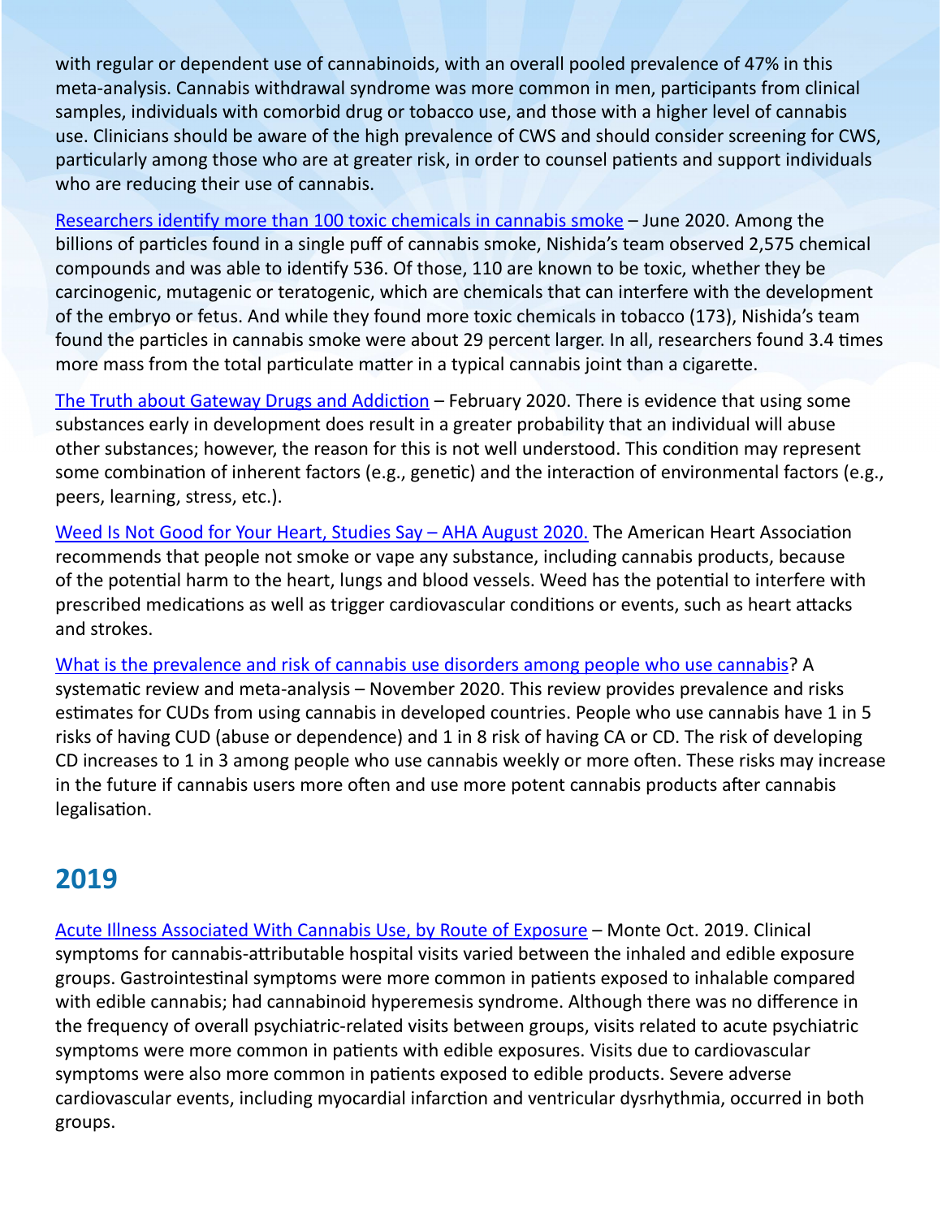with regular or dependent use of cannabinoids, with an overall pooled prevalence of 47% in this meta-analysis. Cannabis withdrawal syndrome was more common in men, participants from clinical samples, individuals with comorbid drug or tobacco use, and those with a higher level of cannabis use. Clinicians should be aware of the high prevalence of CWS and should consider screening for CWS, particularly among those who are at greater risk, in order to counsel patients and support individuals who are reducing their use of cannabis.

Researchers identify more than 100 toxic chemicals in cannabis smoke – June 2020. Among the billions of particles found in a single puff of cannabis smoke, Nishida's team observed 2,575 chemical compounds and was able to identify 536. Of those, 110 are known to be toxic, whether they be carcinogenic, mutagenic or teratogenic, which are chemicals that can interfere with the development of the embryo or fetus. And while they found more toxic chemicals in tobacco (173), Nishida's team found the particles in cannabis smoke were about 29 percent larger. In all, researchers found 3.4 times more mass from the total particulate matter in a typical cannabis joint than a cigarette.

The Truth about Gateway Drugs and Addiction – February 2020. There is evidence that using some substances early in development does result in a greater probability that an individual will abuse other substances; however, the reason for this is not well understood. This condition may represent some combination of inherent factors (e.g., genetic) and the interaction of environmental factors (e.g., peers, learning, stress, etc.).

Weed Is Not Good for Your Heart, Studies Say – AHA August 2020. The American Heart Association recommends that people not smoke or vape any substance, including cannabis products, because of the potential harm to the heart, lungs and blood vessels. Weed has the potential to interfere with prescribed medications as well as trigger cardiovascular conditions or events, such as heart attacks and strokes.

What is the prevalence and risk of cannabis use disorders among people who use cannabis? A systematic review and meta-analysis – November 2020. This review provides prevalence and risks estimates for CUDs from using cannabis in developed countries. People who use cannabis have 1 in 5 risks of having CUD (abuse or dependence) and 1 in 8 risk of having CA or CD. The risk of developing CD increases to 1 in 3 among people who use cannabis weekly or more often. These risks may increase in the future if cannabis users more often and use more potent cannabis products after cannabis legalisation.

## 2019

Acute Illness Associated With Cannabis Use, by Route of Exposure – Monte Oct. 2019. Clinical symptoms for cannabis-attributable hospital visits varied between the inhaled and edible exposure groups. Gastrointestinal symptoms were more common in patients exposed to inhalable compared with edible cannabis; had cannabinoid hyperemesis syndrome. Although there was no difference in the frequency of overall psychiatric-related visits between groups, visits related to acute psychiatric symptoms were more common in patients with edible exposures. Visits due to cardiovascular symptoms were also more common in patients exposed to edible products. Severe adverse cardiovascular events, including myocardial infarction and ventricular dysrhythmia, occurred in both groups.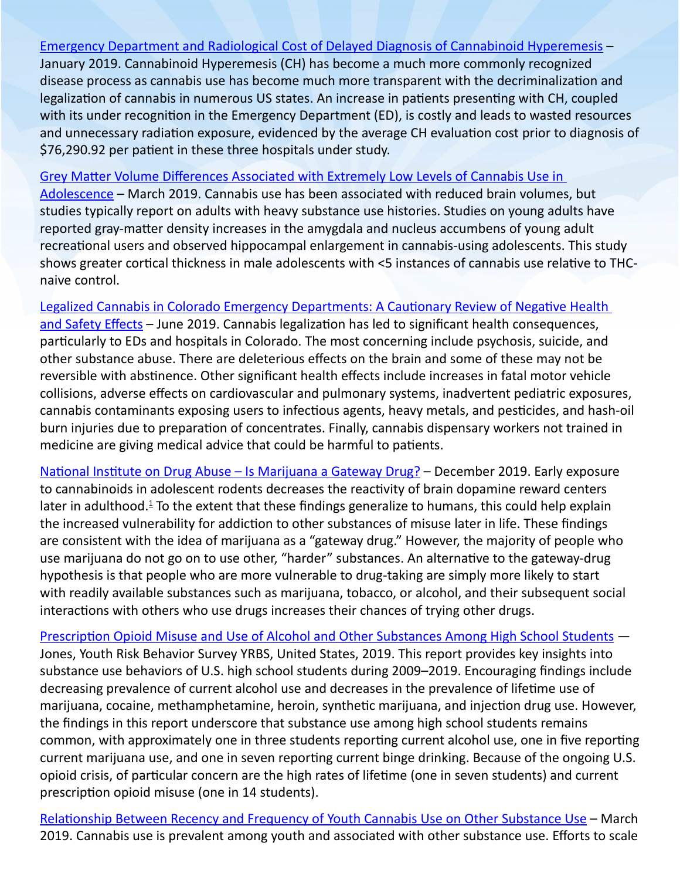Emergency Department and Radiological Cost of Delayed Diagnosis of Cannabinoid Hyperemesis – January 2019. Cannabinoid Hyperemesis (CH) has become a much more commonly recognized disease process as cannabis use has become much more transparent with the decriminalization and legalization of cannabis in numerous US states. An increase in patients presenting with CH, coupled with its under recognition in the Emergency Department (ED), is costly and leads to wasted resources and unnecessary radiation exposure, evidenced by the average CH evaluation cost prior to diagnosis of $76,290.92 per patient in these three hospitals under study.

Grey Matter Volume Differences Associated with Extremely Low Levels of Cannabis Use in Adolescence – March 2019. Cannabis use has been associated with reduced brain volumes, but studies typically report on adults with heavy substance use histories. Studies on young adults have reported gray-matter density increases in the amygdala and nucleus accumbens of young adult recreational users and observed hippocampal enlargement in cannabis-using adolescents. This study shows greater cortical thickness in male adolescents with <5 instances of cannabis use relative to THC-naive control.

Legalized Cannabis in Colorado Emergency Departments: A Cautionary Review of Negative Health and Safety Effects – June 2019. Cannabis legalization has led to significant health consequences, particularly to EDs and hospitals in Colorado. The most concerning include psychosis, suicide, and other substance abuse. There are deleterious effects on the brain and some of these may not be reversible with abstinence. Other significant health effects include increases in fatal motor vehicle collisions, adverse effects on cardiovascular and pulmonary systems, inadvertent pediatric exposures, cannabis contaminants exposing users to infectious agents, heavy metals, and pesticides, and hash-oil burn injuries due to preparation of concentrates. Finally, cannabis dispensary workers not trained in medicine are giving medical advice that could be harmful to patients.

National Institute on Drug Abuse – Is Marijuana a Gateway Drug? – December 2019. Early exposure to cannabinoids in adolescent rodents decreases the reactivity of brain dopamine reward centers later in adulthood.[1] To the extent that these findings generalize to humans, this could help explain the increased vulnerability for addiction to other substances of misuse later in life. These findings are consistent with the idea of marijuana as a "gateway drug." However, the majority of people who use marijuana do not go on to use other, "harder" substances. An alternative to the gateway-drug hypothesis is that people who are more vulnerable to drug-taking are simply more likely to start with readily available substances such as marijuana, tobacco, or alcohol, and their subsequent social interactions with others who use drugs increases their chances of trying other drugs.

Prescription Opioid Misuse and Use of Alcohol and Other Substances Among High School Students — Jones, Youth Risk Behavior Survey YRBS, United States, 2019. This report provides key insights into substance use behaviors of U.S. high school students during 2009–2019. Encouraging findings include decreasing prevalence of current alcohol use and decreases in the prevalence of lifetime use of marijuana, cocaine, methamphetamine, heroin, synthetic marijuana, and injection drug use. However, the findings in this report underscore that substance use among high school students remains common, with approximately one in three students reporting current alcohol use, one in five reporting current marijuana use, and one in seven reporting current binge drinking. Because of the ongoing U.S. opioid crisis, of particular concern are the high rates of lifetime (one in seven students) and current prescription opioid misuse (one in 14 students).

Relationship Between Recency and Frequency of Youth Cannabis Use on Other Substance Use – March 2019. Cannabis use is prevalent among youth and associated with other substance use. Efforts to scale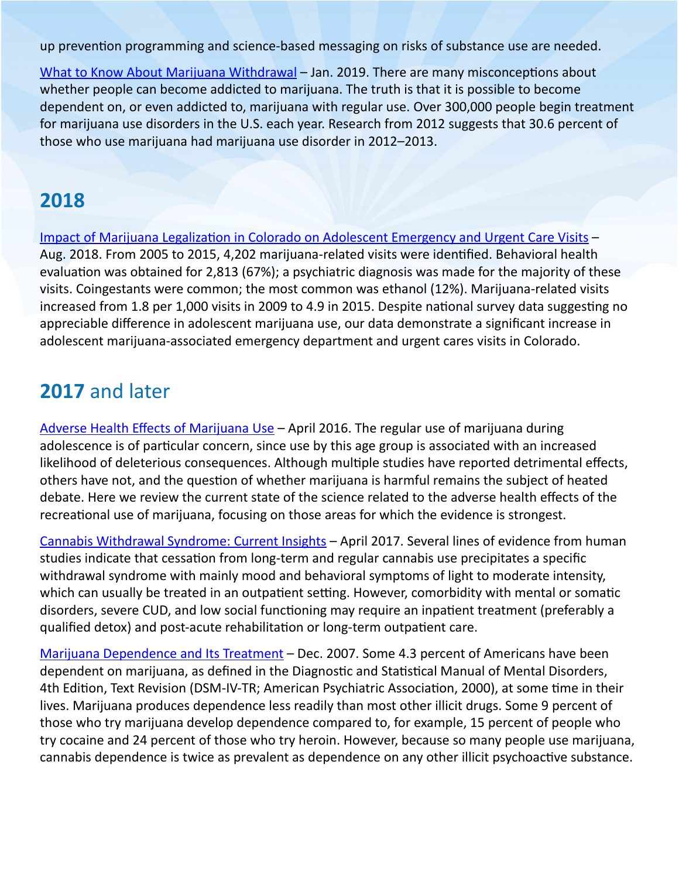up prevention programming and science-based messaging on risks of substance use are needed.

[What to Know About Marijuana Withdrawal](#) – Jan. 2019. There are many misconceptions about whether people can become addicted to marijuana. The truth is that it is possible to become dependent on, or even addicted to, marijuana with regular use. Over 300,000 people begin treatment for marijuana use disorders in the U.S. each year. Research from 2012 suggests that 30.6 percent of those who use marijuana had marijuana use disorder in 2012–2013.

## 2018

[Impact of Marijuana Legalization in Colorado on Adolescent Emergency and Urgent Care Visits](#) – Aug. 2018. From 2005 to 2015, 4,202 marijuana-related visits were identified. Behavioral health evaluation was obtained for 2,813 (67%); a psychiatric diagnosis was made for the majority of these visits. Coingestants were common; the most common was ethanol (12%). Marijuana-related visits increased from 1.8 per 1,000 visits in 2009 to 4.9 in 2015. Despite national survey data suggesting no appreciable difference in adolescent marijuana use, our data demonstrate a significant increase in adolescent marijuana-associated emergency department and urgent cares visits in Colorado.

## **2017** and later

[Adverse Health Effects of Marijuana Use](#) – April 2016. The regular use of marijuana during adolescence is of particular concern, since use by this age group is associated with an increased likelihood of deleterious consequences. Although multiple studies have reported detrimental effects, others have not, and the question of whether marijuana is harmful remains the subject of heated debate. Here we review the current state of the science related to the adverse health effects of the recreational use of marijuana, focusing on those areas for which the evidence is strongest.

[Cannabis Withdrawal Syndrome: Current Insights](#) – April 2017. Several lines of evidence from human studies indicate that cessation from long-term and regular cannabis use precipitates a specific withdrawal syndrome with mainly mood and behavioral symptoms of light to moderate intensity, which can usually be treated in an outpatient setting. However, comorbidity with mental or somatic disorders, severe CUD, and low social functioning may require an inpatient treatment (preferably a qualified detox) and post-acute rehabilitation or long-term outpatient care.

[Marijuana Dependence and Its Treatment](#) – Dec. 2007. Some 4.3 percent of Americans have been dependent on marijuana, as defined in the Diagnostic and Statistical Manual of Mental Disorders, 4th Edition, Text Revision (DSM-IV-TR; American Psychiatric Association, 2000), at some time in their lives. Marijuana produces dependence less readily than most other illicit drugs. Some 9 percent of those who try marijuana develop dependence compared to, for example, 15 percent of people who try cocaine and 24 percent of those who try heroin. However, because so many people use marijuana, cannabis dependence is twice as prevalent as dependence on any other illicit psychoactive substance.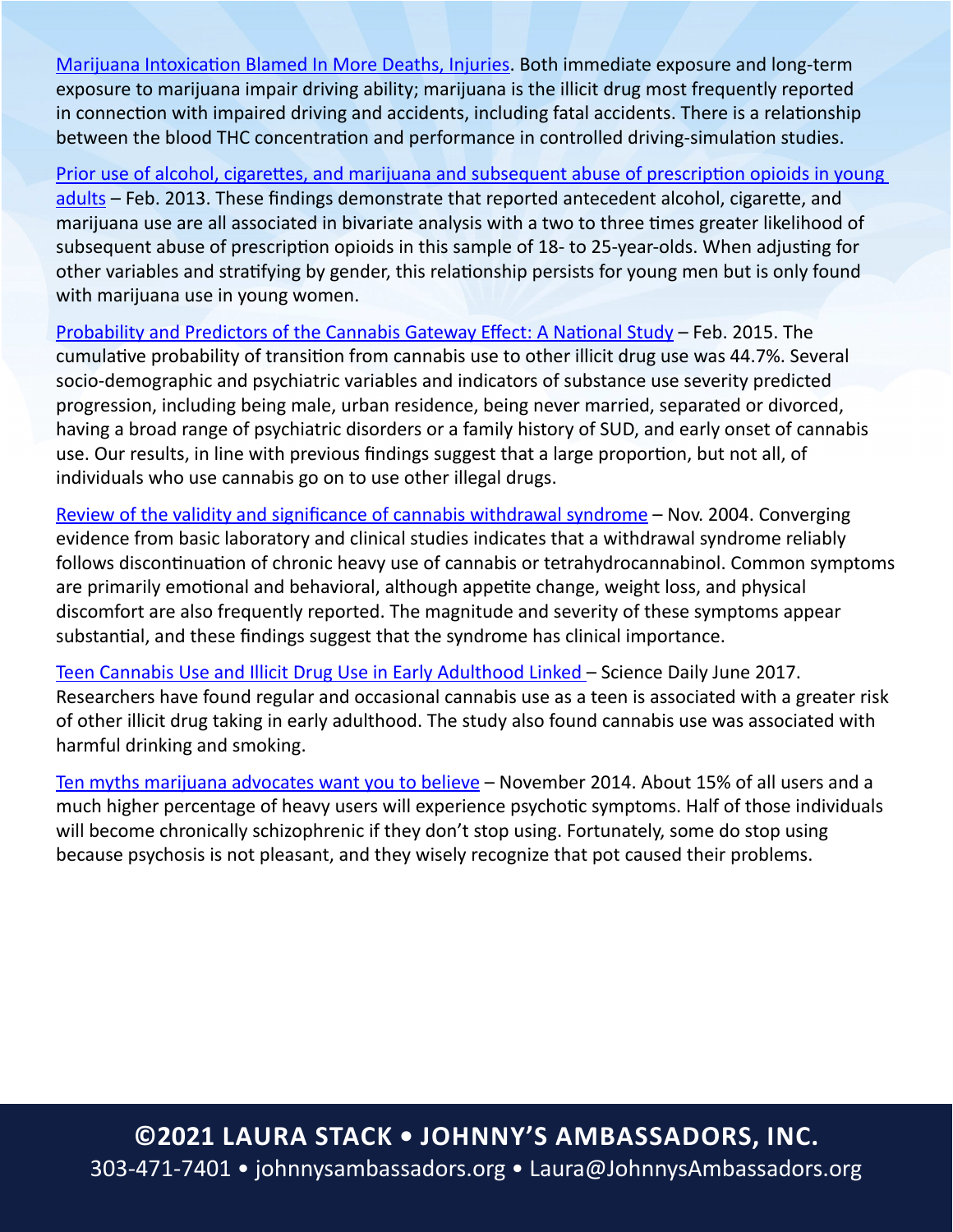Marijuana Intoxication Blamed In More Deaths, Injuries. Both immediate exposure and long-term exposure to marijuana impair driving ability; marijuana is the illicit drug most frequently reported in connection with impaired driving and accidents, including fatal accidents. There is a relationship between the blood THC concentration and performance in controlled driving-simulation studies.

Prior use of alcohol, cigarettes, and marijuana and subsequent abuse of prescription opioids in young adults – Feb. 2013. These findings demonstrate that reported antecedent alcohol, cigarette, and marijuana use are all associated in bivariate analysis with a two to three times greater likelihood of subsequent abuse of prescription opioids in this sample of 18- to 25-year-olds. When adjusting for other variables and stratifying by gender, this relationship persists for young men but is only found with marijuana use in young women.

Probability and Predictors of the Cannabis Gateway Effect: A National Study – Feb. 2015. The cumulative probability of transition from cannabis use to other illicit drug use was 44.7%. Several socio-demographic and psychiatric variables and indicators of substance use severity predicted progression, including being male, urban residence, being never married, separated or divorced, having a broad range of psychiatric disorders or a family history of SUD, and early onset of cannabis use. Our results, in line with previous findings suggest that a large proportion, but not all, of individuals who use cannabis go on to use other illegal drugs.

Review of the validity and significance of cannabis withdrawal syndrome – Nov. 2004. Converging evidence from basic laboratory and clinical studies indicates that a withdrawal syndrome reliably follows discontinuation of chronic heavy use of cannabis or tetrahydrocannabinol. Common symptoms are primarily emotional and behavioral, although appetite change, weight loss, and physical discomfort are also frequently reported. The magnitude and severity of these symptoms appear substantial, and these findings suggest that the syndrome has clinical importance.

Teen Cannabis Use and Illicit Drug Use in Early Adulthood Linked – Science Daily June 2017. Researchers have found regular and occasional cannabis use as a teen is associated with a greater risk of other illicit drug taking in early adulthood. The study also found cannabis use was associated with harmful drinking and smoking.

Ten myths marijuana advocates want you to believe – November 2014. About 15% of all users and a much higher percentage of heavy users will experience psychotic symptoms. Half of those individuals will become chronically schizophrenic if they don't stop using. Fortunately, some do stop using because psychosis is not pleasant, and they wisely recognize that pot caused their problems.

**©2021 LAURA STACK • JOHNNY'S AMBASSADORS, INC.**
303-471-7401 • johnnysambassadors.org • Laura@JohnnysAmbassadors.org